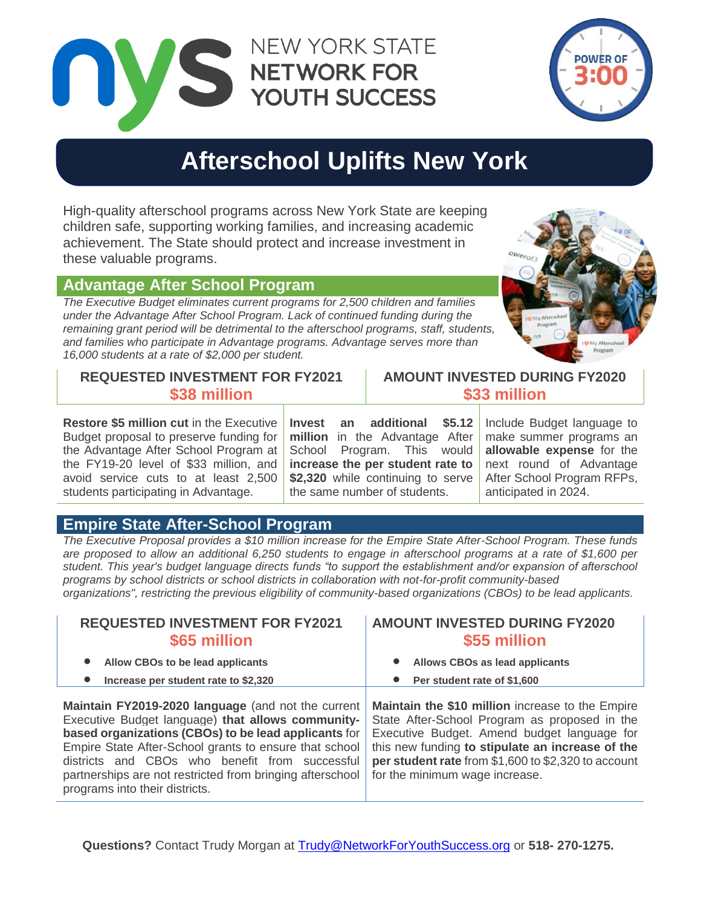NEW YORK STATE
NETWORK FOR
YOUTH SUCCESS

POWER OF 3:00

# Afterschool Uplifts New York

High-quality afterschool programs across New York State are keeping children safe, supporting working families, and increasing academic achievement. The State should protect and increase investment in these valuable programs.

## Advantage After School Program

*The Executive Budget eliminates current programs for 2,500 children and families under the Advantage After School Program. Lack of continued funding during the remaining grant period will be detrimental to the afterschool programs, staff, students, and families who participate in Advantage programs. Advantage serves more than 16,000 students at a rate of $2,000 per student.*

| REQUESTED INVESTMENT FOR FY2021<br>$38 million | AMOUNT INVESTED DURING FY2020<br>$33 million |
|---|---|

| | | |
|---|---|---|
| **Restore $5 million cut** in the Executive Budget proposal to preserve funding for the Advantage After School Program at the FY19-20 level of $33 million, and avoid service cuts to at least 2,500 students participating in Advantage. | **Invest an additional $5.12 million** in the Advantage After School Program. This would **increase the per student rate to $2,320** while continuing to serve the same number of students. | Include Budget language to make summer programs an **allowable expense** for the next round of Advantage After School Program RFPs, anticipated in 2024. |

## Empire State After-School Program

*The Executive Proposal provides a $10 million increase for the Empire State After-School Program. These funds are proposed to allow an additional 6,250 students to engage in afterschool programs at a rate of $1,600 per student. This year's budget language directs funds "to support the establishment and/or expansion of afterschool programs by school districts or school districts in collaboration with not-for-profit community-based organizations", restricting the previous eligibility of community-based organizations (CBOs) to be lead applicants.*

| REQUESTED INVESTMENT FOR FY2021<br>$65 million | AMOUNT INVESTED DURING FY2020<br>$55 million |
|---|---|
| • **Allow CBOs to be lead applicants**<br>• **Increase per student rate to $2,320** | • **Allows CBOs as lead applicants**<br>• **Per student rate of $1,600** |
| **Maintain FY2019-2020 language** (and not the current Executive Budget language) **that allows community-based organizations (CBOs) to be lead applicants** for Empire State After-School grants to ensure that school districts and CBOs who benefit from successful partnerships are not restricted from bringing afterschool programs into their districts. | **Maintain the $10 million** increase to the Empire State After-School Program as proposed in the Executive Budget. Amend budget language for this new funding **to stipulate an increase of the per student rate** from $1,600 to $2,320 to account for the minimum wage increase. |

**Questions?** Contact Trudy Morgan at Trudy@NetworkForYouthSuccess.org or **518- 270-1275.**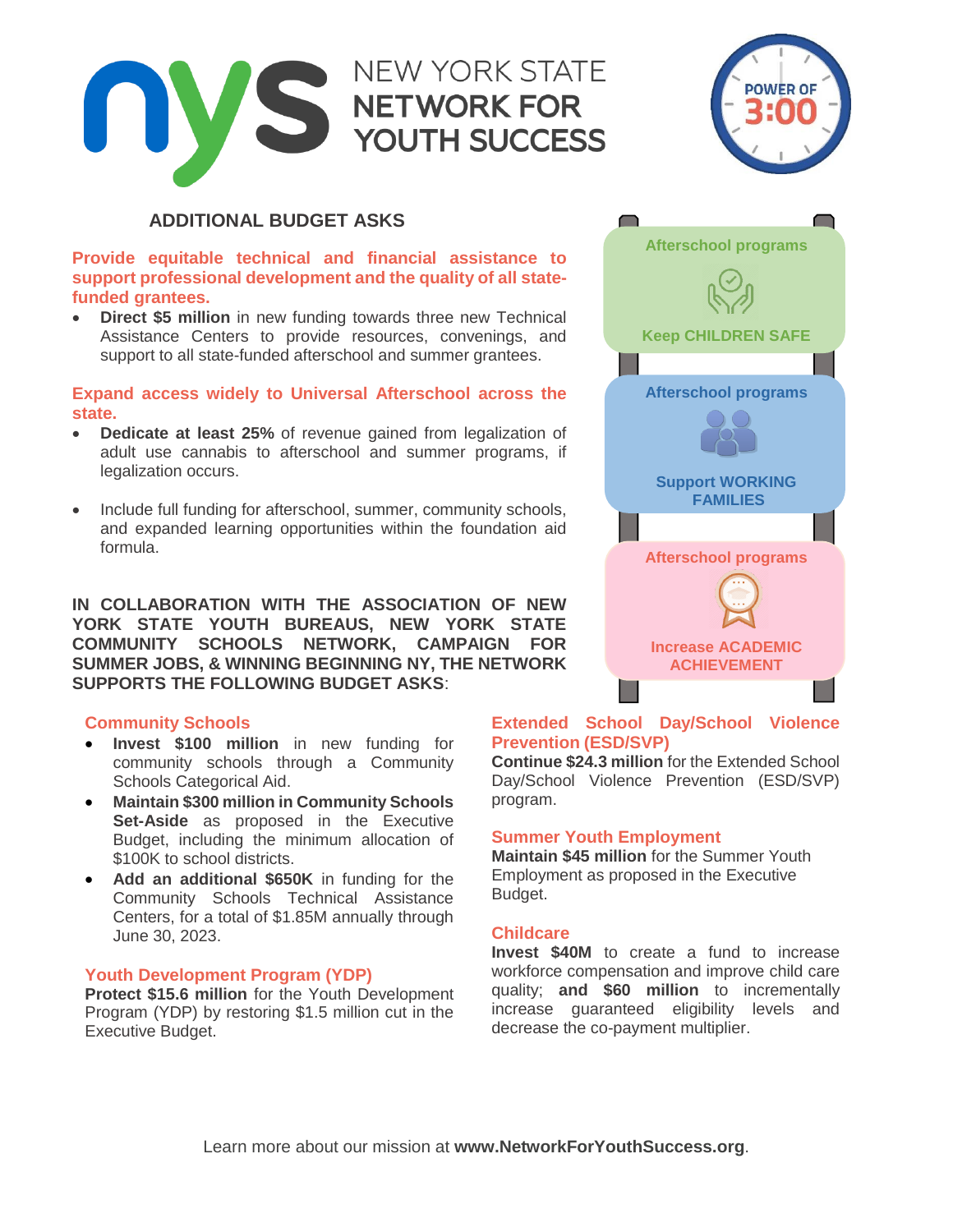# NEW YORK STATE NETWORK FOR YOUTH SUCCESS

POWER OF 3:00

## ADDITIONAL BUDGET ASKS

**Provide equitable technical and financial assistance to support professional development and the quality of all state-funded grantees.**

- **Direct $5 million** in new funding towards three new Technical Assistance Centers to provide resources, convenings, and support to all state-funded afterschool and summer grantees.

**Expand access widely to Universal Afterschool across the state.**

- **Dedicate at least 25%** of revenue gained from legalization of adult use cannabis to afterschool and summer programs, if legalization occurs.
- Include full funding for afterschool, summer, community schools, and expanded learning opportunities within the foundation aid formula.

Afterschool programs
Keep CHILDREN SAFE

Afterschool programs
Support WORKING FAMILIES

Afterschool programs
Increase ACADEMIC ACHIEVEMENT

**IN COLLABORATION WITH THE ASSOCIATION OF NEW YORK STATE YOUTH BUREAUS, NEW YORK STATE COMMUNITY SCHOOLS NETWORK, CAMPAIGN FOR SUMMER JOBS, & WINNING BEGINNING NY, THE NETWORK SUPPORTS THE FOLLOWING BUDGET ASKS**:

### Community Schools

- **Invest $100 million** in new funding for community schools through a Community Schools Categorical Aid.
- **Maintain $300 million in Community Schools Set-Aside** as proposed in the Executive Budget, including the minimum allocation of $100K to school districts.
- **Add an additional $650K** in funding for the Community Schools Technical Assistance Centers, for a total of $1.85M annually through June 30, 2023.

### Youth Development Program (YDP)

**Protect $15.6 million** for the Youth Development Program (YDP) by restoring $1.5 million cut in the Executive Budget.

### Extended School Day/School Violence Prevention (ESD/SVP)

**Continue $24.3 million** for the Extended School Day/School Violence Prevention (ESD/SVP) program.

### Summer Youth Employment

**Maintain $45 million** for the Summer Youth Employment as proposed in the Executive Budget.

### Childcare

**Invest $40M** to create a fund to increase workforce compensation and improve child care quality; **and $60 million** to incrementally increase guaranteed eligibility levels and decrease the co-payment multiplier.

Learn more about our mission at **www.NetworkForYouthSuccess.org**.